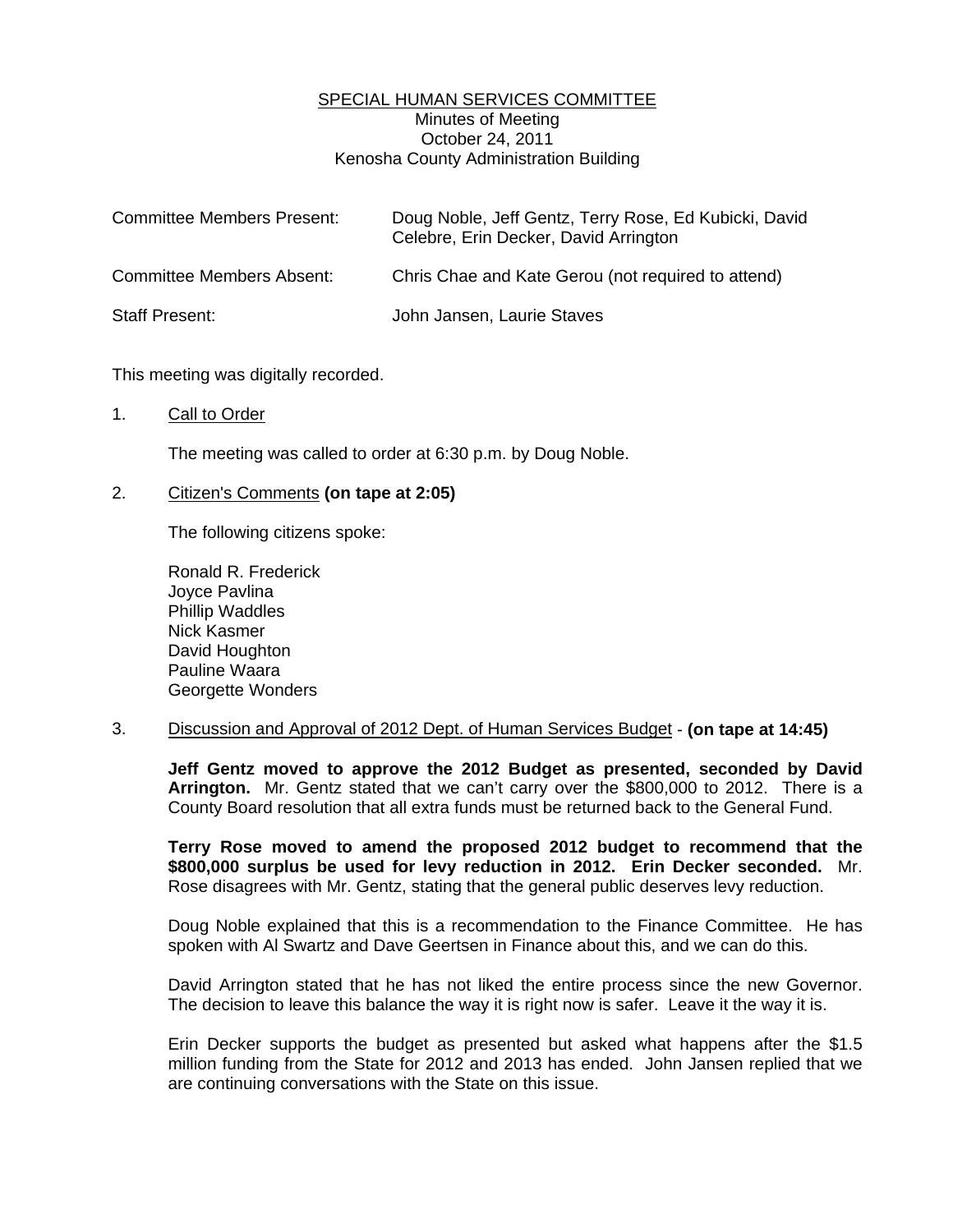SPECIAL HUMAN SERVICES COMMITTEE
Minutes of Meeting
October 24, 2011
Kenosha County Administration Building

| | |
|---|---|
| Committee Members Present: | Doug Noble, Jeff Gentz, Terry Rose, Ed Kubicki, David Celebre, Erin Decker, David Arrington |
| Committee Members Absent: | Chris Chae and Kate Gerou (not required to attend) |
| Staff Present: | John Jansen, Laurie Staves |

This meeting was digitally recorded.

1. Call to Order

   The meeting was called to order at 6:30 p.m. by Doug Noble.

2. Citizen's Comments **(on tape at 2:05)**

   The following citizens spoke:

   Ronald R. Frederick
   Joyce Pavlina
   Phillip Waddles
   Nick Kasmer
   David Houghton
   Pauline Waara
   Georgette Wonders

3. Discussion and Approval of 2012 Dept. of Human Services Budget - **(on tape at 14:45)**

   **Jeff Gentz moved to approve the 2012 Budget as presented, seconded by David Arrington.** Mr. Gentz stated that we can't carry over the $800,000 to 2012. There is a County Board resolution that all extra funds must be returned back to the General Fund.

   **Terry Rose moved to amend the proposed 2012 budget to recommend that the $800,000 surplus be used for levy reduction in 2012. Erin Decker seconded.** Mr. Rose disagrees with Mr. Gentz, stating that the general public deserves levy reduction.

   Doug Noble explained that this is a recommendation to the Finance Committee. He has spoken with Al Swartz and Dave Geertsen in Finance about this, and we can do this.

   David Arrington stated that he has not liked the entire process since the new Governor. The decision to leave this balance the way it is right now is safer. Leave it the way it is.

   Erin Decker supports the budget as presented but asked what happens after the $1.5 million funding from the State for 2012 and 2013 has ended. John Jansen replied that we are continuing conversations with the State on this issue.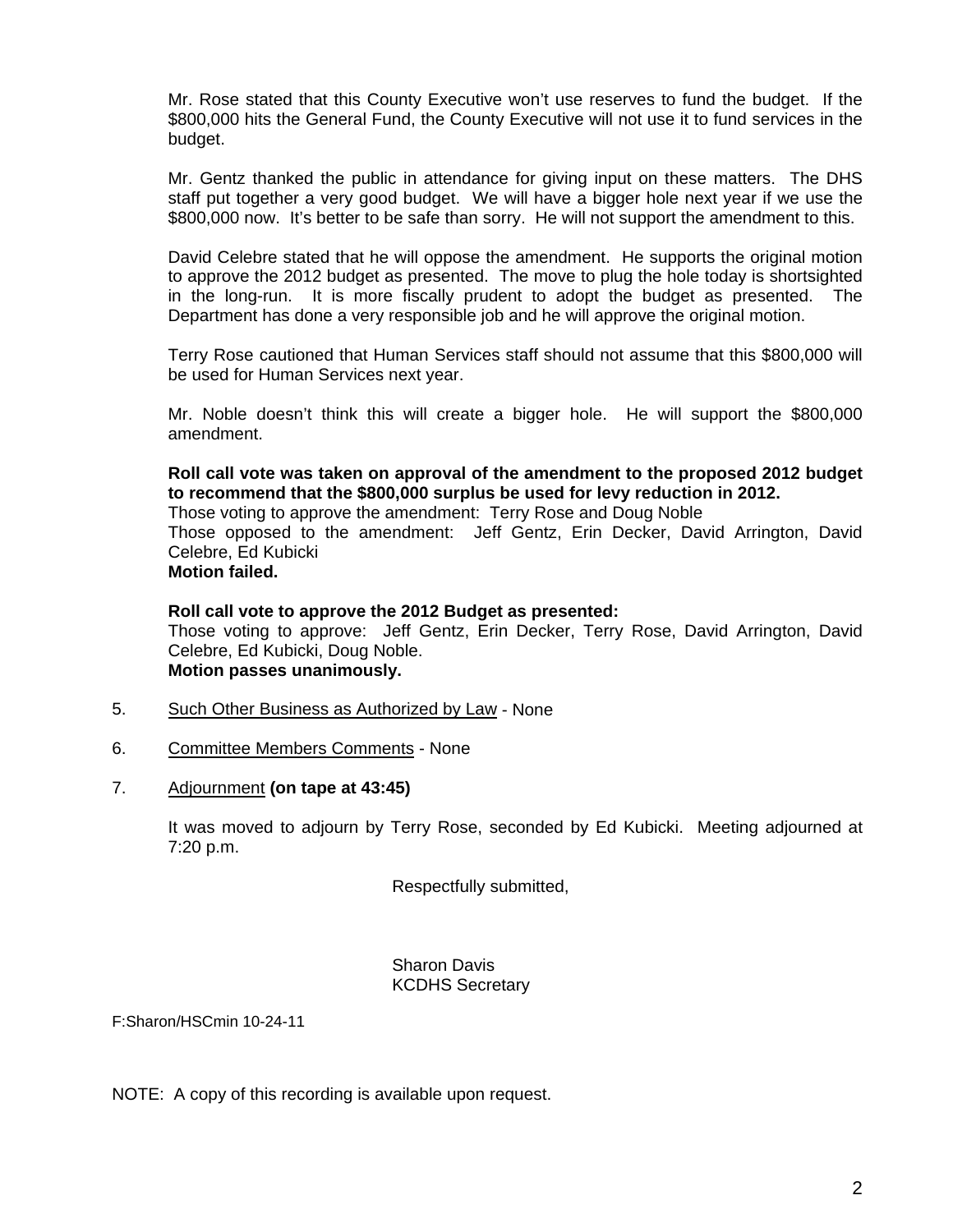Mr. Rose stated that this County Executive won't use reserves to fund the budget. If the $800,000 hits the General Fund, the County Executive will not use it to fund services in the budget.

Mr. Gentz thanked the public in attendance for giving input on these matters. The DHS staff put together a very good budget. We will have a bigger hole next year if we use the $800,000 now. It's better to be safe than sorry. He will not support the amendment to this.

David Celebre stated that he will oppose the amendment. He supports the original motion to approve the 2012 budget as presented. The move to plug the hole today is shortsighted in the long-run. It is more fiscally prudent to adopt the budget as presented. The Department has done a very responsible job and he will approve the original motion.

Terry Rose cautioned that Human Services staff should not assume that this $800,000 will be used for Human Services next year.

Mr. Noble doesn't think this will create a bigger hole. He will support the $800,000 amendment.

**Roll call vote was taken on approval of the amendment to the proposed 2012 budget to recommend that the $800,000 surplus be used for levy reduction in 2012.**
Those voting to approve the amendment: Terry Rose and Doug Noble
Those opposed to the amendment: Jeff Gentz, Erin Decker, David Arrington, David Celebre, Ed Kubicki
**Motion failed.**

**Roll call vote to approve the 2012 Budget as presented:**
Those voting to approve: Jeff Gentz, Erin Decker, Terry Rose, David Arrington, David Celebre, Ed Kubicki, Doug Noble.
**Motion passes unanimously.**

5. Such Other Business as Authorized by Law - None

6. Committee Members Comments - None

7. Adjournment **(on tape at 43:45)**

   It was moved to adjourn by Terry Rose, seconded by Ed Kubicki. Meeting adjourned at 7:20 p.m.

Respectfully submitted,

Sharon Davis
KCDHS Secretary

F:Sharon/HSCmin 10-24-11

NOTE: A copy of this recording is available upon request.